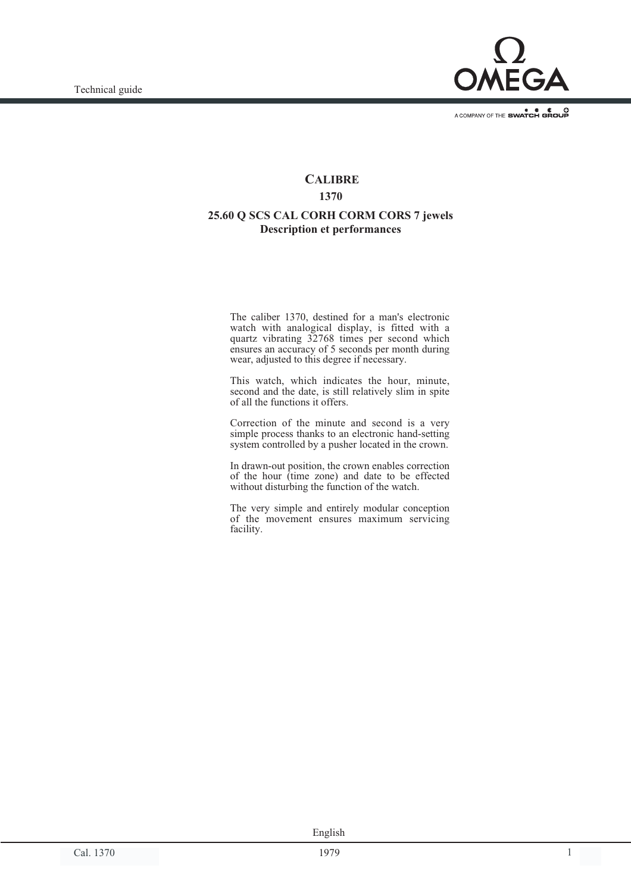# CALIBRE

## 1370

### 25.60 Q SCS CAL CORH CORM CORS 7 jewels
### Description et performances

The caliber 1370, destined for a man's electronic watch with analogical display, is fitted with a quartz vibrating 32768 times per second which ensures an accuracy of 5 seconds per month during wear, adjusted to this degree if necessary.

This watch, which indicates the hour, minute, second and the date, is still relatively slim in spite of all the functions it offers.

Correction of the minute and second is a very simple process thanks to an electronic hand-setting system controlled by a pusher located in the crown.

In drawn-out position, the crown enables correction of the hour (time zone) and date to be effected without disturbing the function of the watch.

The very simple and entirely modular conception of the movement ensures maximum servicing facility.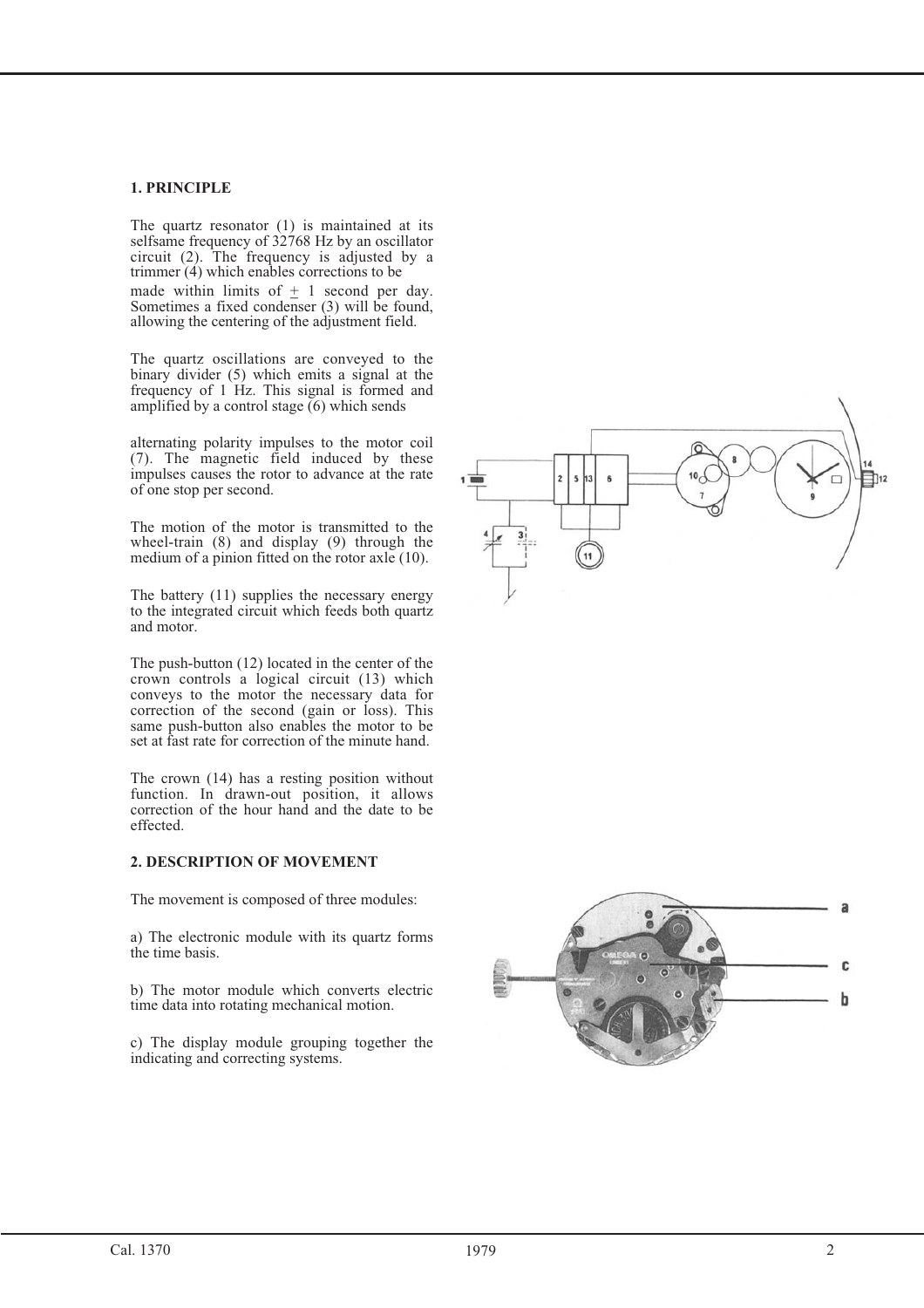## 1. PRINCIPLE

The quartz resonator (1) is maintained at its selfsame frequency of 32768 Hz by an oscillator circuit (2). The frequency is adjusted by a trimmer (4) which enables corrections to be made within limits of ± 1 second per day. Sometimes a fixed condenser (3) will be found, allowing the centering of the adjustment field.

The quartz oscillations are conveyed to the binary divider (5) which emits a signal at the frequency of 1 Hz. This signal is formed and amplified by a control stage (6) which sends alternating polarity impulses to the motor coil (7). The magnetic field induced by these impulses causes the rotor to advance at the rate of one stop per second.

The motion of the motor is transmitted to the wheel-train (8) and display (9) through the medium of a pinion fitted on the rotor axle (10).

The battery (11) supplies the necessary energy to the integrated circuit which feeds both quartz and motor.

The push-button (12) located in the center of the crown controls a logical circuit (13) which conveys to the motor the necessary data for correction of the second (gain or loss). This same push-button also enables the motor to be set at fast rate for correction of the minute hand.

The crown (14) has a resting position without function. In drawn-out position, it allows correction of the hour hand and the date to be effected.

## 2. DESCRIPTION OF MOVEMENT

The movement is composed of three modules:

a) The electronic module with its quartz forms the time basis.

b) The motor module which converts electric time data into rotating mechanical motion.

c) The display module grouping together the indicating and correcting systems.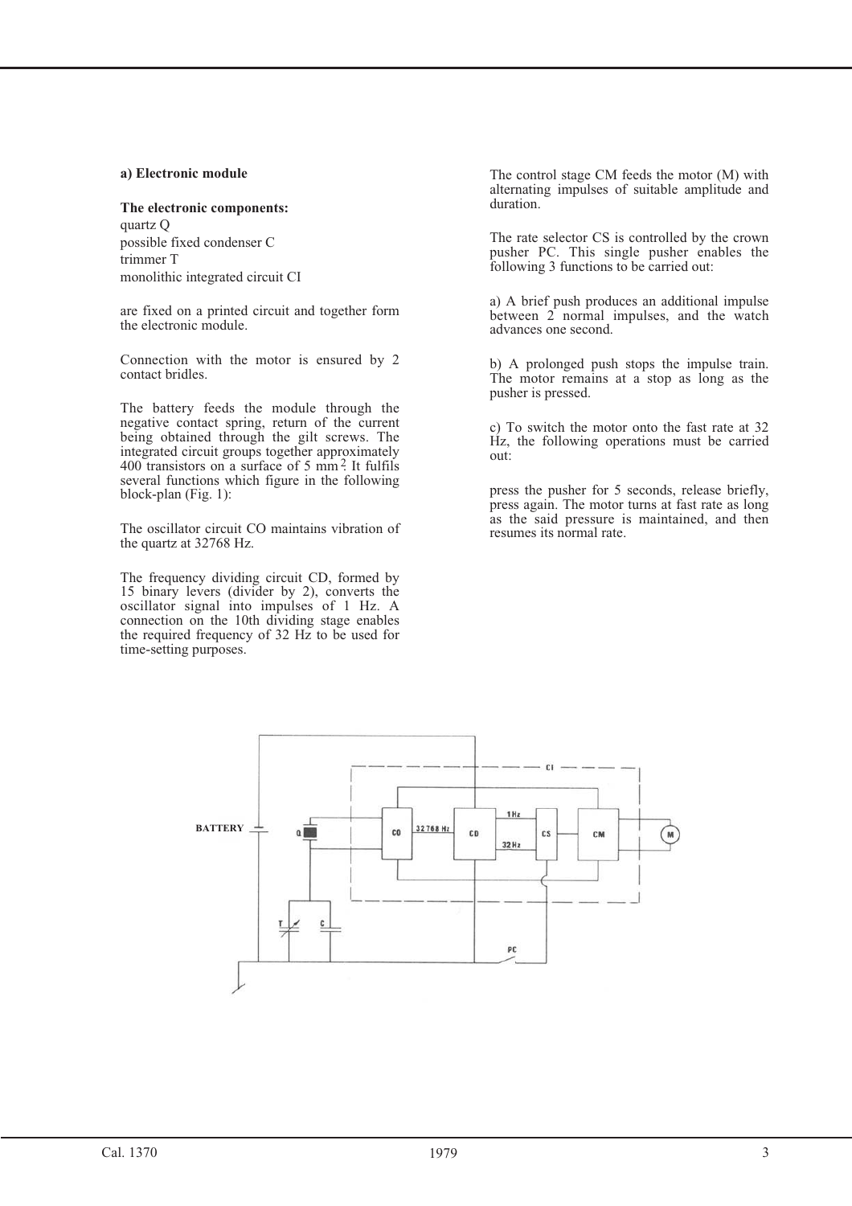**a) Electronic module**

**The electronic components:**

quartz Q
possible fixed condenser C
trimmer T
monolithic integrated circuit CI

are fixed on a printed circuit and together form the electronic module.

Connection with the motor is ensured by 2 contact bridles.

The battery feeds the module through the negative contact spring, return of the current being obtained through the gilt screws. The integrated circuit groups together approximately 400 transistors on a surface of 5 $mm^2$. It fulfils several functions which figure in the following block-plan (Fig. 1):

The oscillator circuit CO maintains vibration of the quartz at 32768 Hz.

The frequency dividing circuit CD, formed by 15 binary levers (divider by 2), converts the oscillator signal into impulses of 1 Hz. A connection on the 10th dividing stage enables the required frequency of 32 Hz to be used for time-setting purposes.

The control stage CM feeds the motor (M) with alternating impulses of suitable amplitude and duration.

The rate selector CS is controlled by the crown pusher PC. This single pusher enables the following 3 functions to be carried out:

a) A brief push produces an additional impulse between 2 normal impulses, and the watch advances one second.

b) A prolonged push stops the impulse train. The motor remains at a stop as long as the pusher is pressed.

c) To switch the motor onto the fast rate at 32 Hz, the following operations must be carried out:

press the pusher for 5 seconds, release briefly, press again. The motor turns at fast rate as long as the said pressure is maintained, and then resumes its normal rate.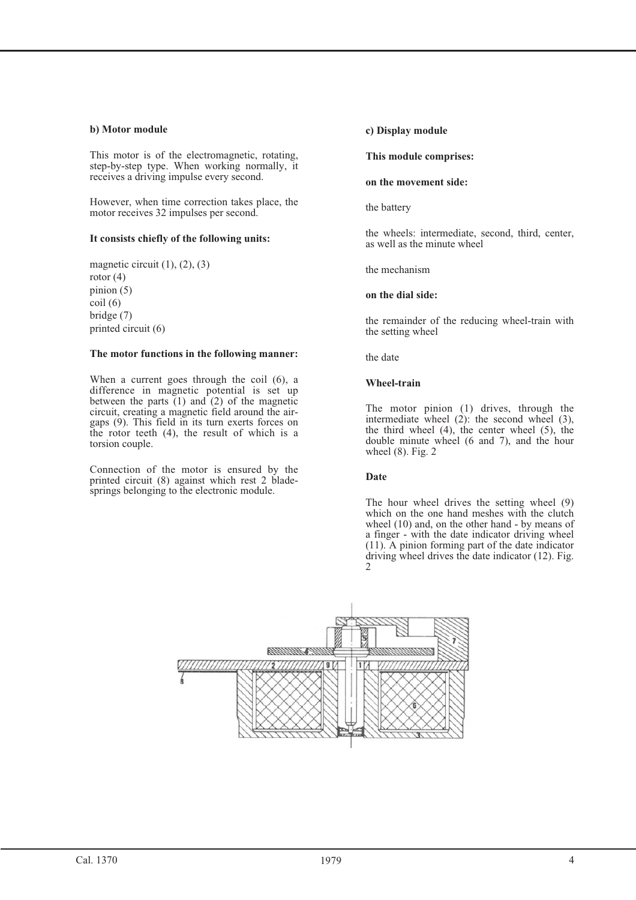### b) Motor module

This motor is of the electromagnetic, rotating, step-by-step type. When working normally, it receives a driving impulse every second.

However, when time correction takes place, the motor receives 32 impulses per second.

**It consists chiefly of the following units:**

magnetic circuit (1), (2), (3)
rotor (4)
pinion (5)
coil (6)
bridge (7)
printed circuit (6)

**The motor functions in the following manner:**

When a current goes through the coil (6), a difference in magnetic potential is set up between the parts (1) and (2) of the magnetic circuit, creating a magnetic field around the air-gaps (9). This field in its turn exerts forces on the rotor teeth (4), the result of which is a torsion couple.

Connection of the motor is ensured by the printed circuit (8) against which rest 2 blade-springs belonging to the electronic module.

### c) Display module

**This module comprises:**

**on the movement side:**

the battery

the wheels: intermediate, second, third, center, as well as the minute wheel

the mechanism

**on the dial side:**

the remainder of the reducing wheel-train with the setting wheel

the date

**Wheel-train**

The motor pinion (1) drives, through the intermediate wheel (2): the second wheel (3), the third wheel (4), the center wheel (5), the double minute wheel (6 and 7), and the hour wheel (8). Fig. 2

**Date**

The hour wheel drives the setting wheel (9) which on the one hand meshes with the clutch wheel (10) and, on the other hand - by means of a finger - with the date indicator driving wheel (11). A pinion forming part of the date indicator driving wheel drives the date indicator (12). Fig. 2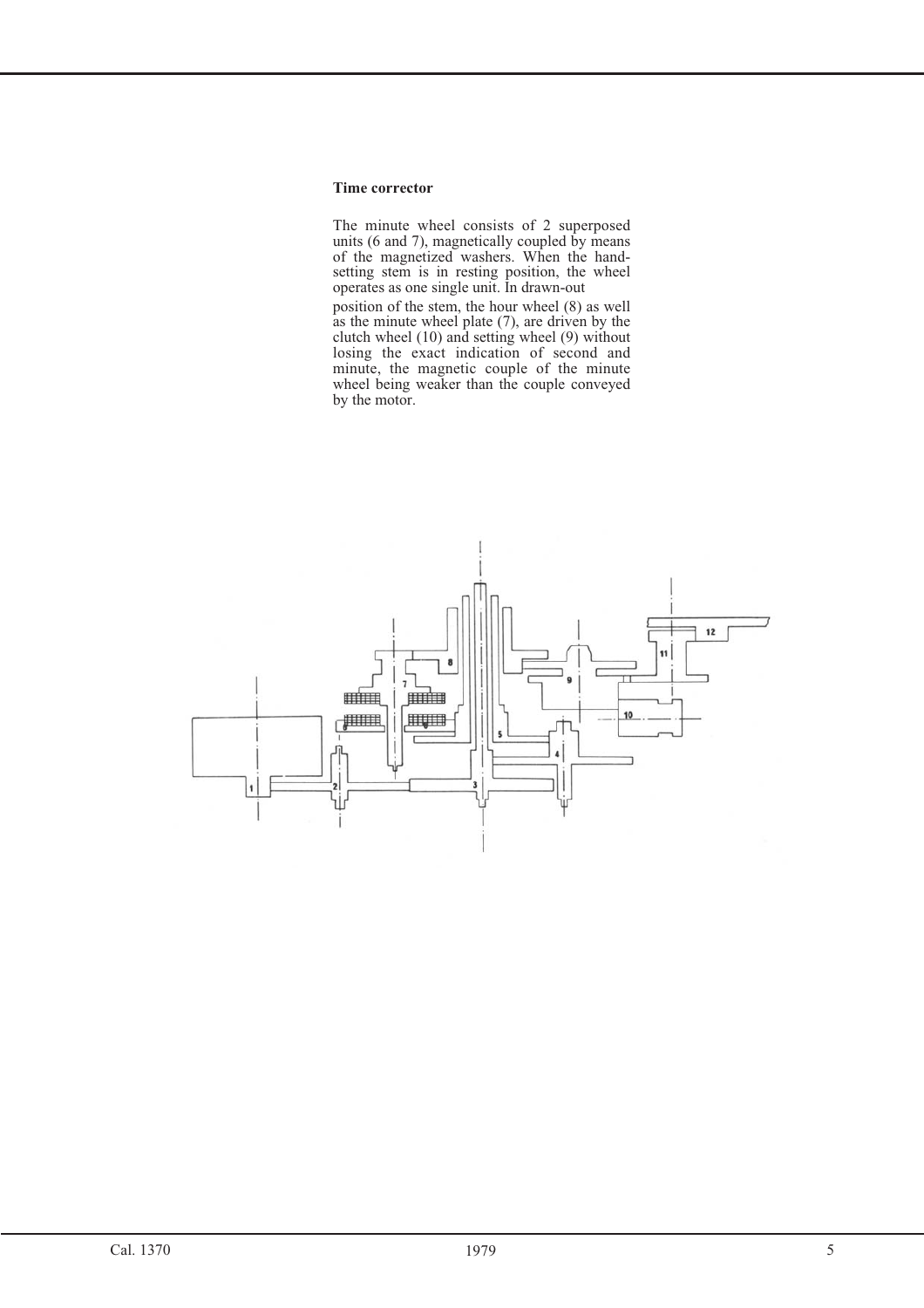### Time corrector

The minute wheel consists of 2 superposed units (6 and 7), magnetically coupled by means of the magnetized washers. When the hand-setting stem is in resting position, the wheel operates as one single unit. In drawn-out position of the stem, the hour wheel (8) as well as the minute wheel plate (7), are driven by the clutch wheel (10) and setting wheel (9) without losing the exact indication of second and minute, the magnetic couple of the minute wheel being weaker than the couple conveyed by the motor.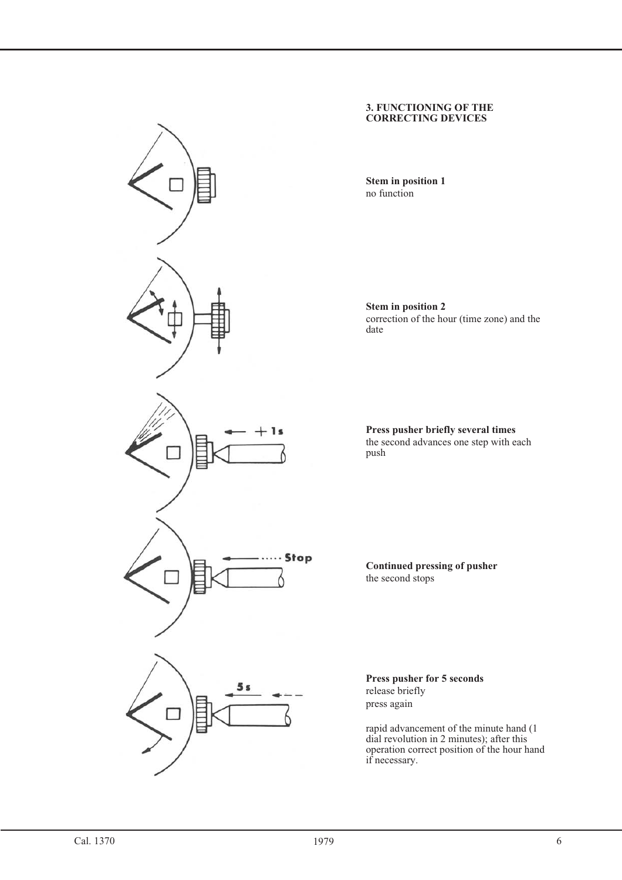## 3. FUNCTIONING OF THE CORRECTING DEVICES

**Stem in position 1**
no function

**Stem in position 2**
correction of the hour (time zone) and the date

**Press pusher briefly several times**
the second advances one step with each push

**Continued pressing of pusher**
the second stops

**Press pusher for 5 seconds**
release briefly
press again

rapid advancement of the minute hand (1 dial revolution in 2 minutes); after this operation correct position of the hour hand if necessary.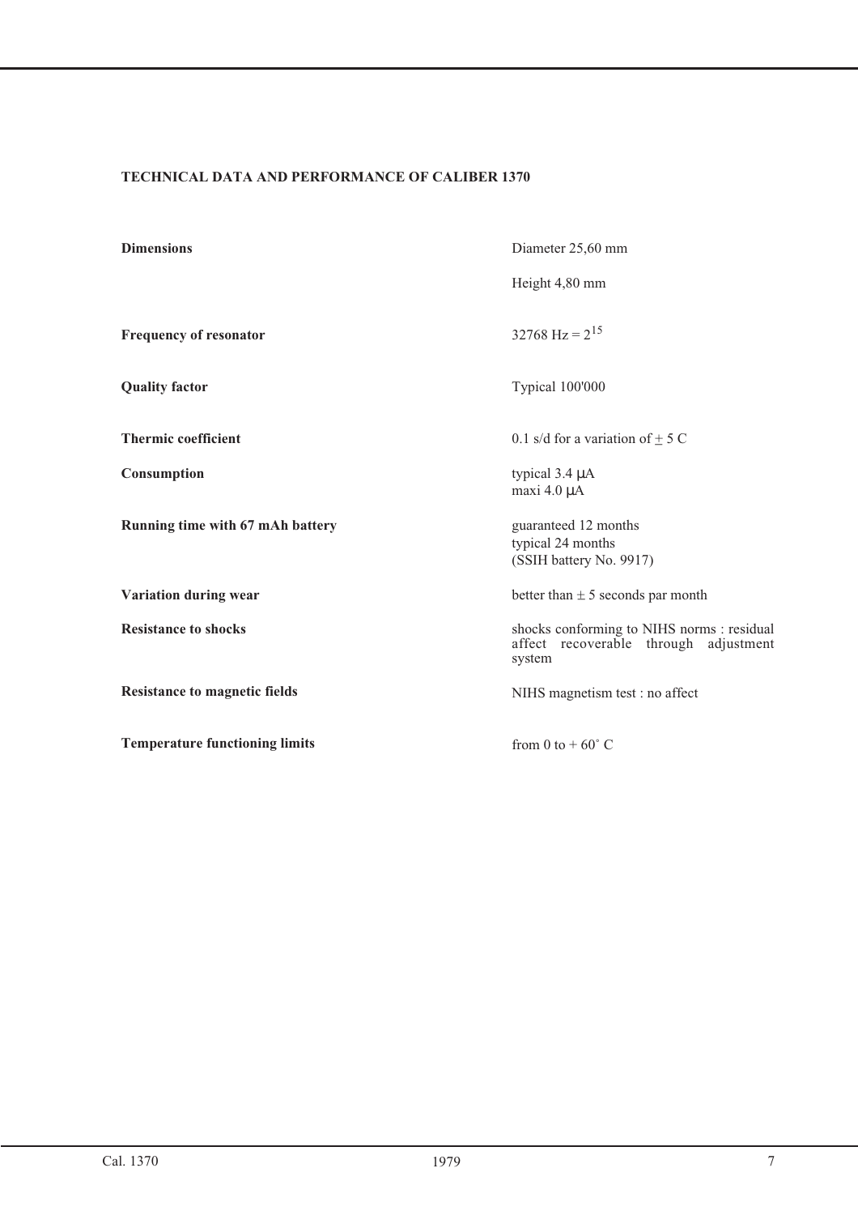## TECHNICAL DATA AND PERFORMANCE OF CALIBER 1370

| | |
|---|---|
| **Dimensions** | Diameter 25,60 mm<br>Height 4,80 mm |
| **Frequency of resonator** | 32768 Hz = $2^{15}$ |
| **Quality factor** | Typical 100'000 |
| **Thermic coefficient** | 0.1 s/d for a variation of $\pm$ 5 C |
| **Consumption** | typical 3.4 μA<br>maxi 4.0 μA |
| **Running time with 67 mAh battery** | guaranteed 12 months<br>typical 24 months<br>(SSIH battery No. 9917) |
| **Variation during wear** | better than ± 5 seconds par month |
| **Resistance to shocks** | shocks conforming to NIHS norms : residual affect recoverable through adjustment system |
| **Resistance to magnetic fields** | NIHS magnetism test : no affect |
| **Temperature functioning limits** | from 0 to + 60˚ C |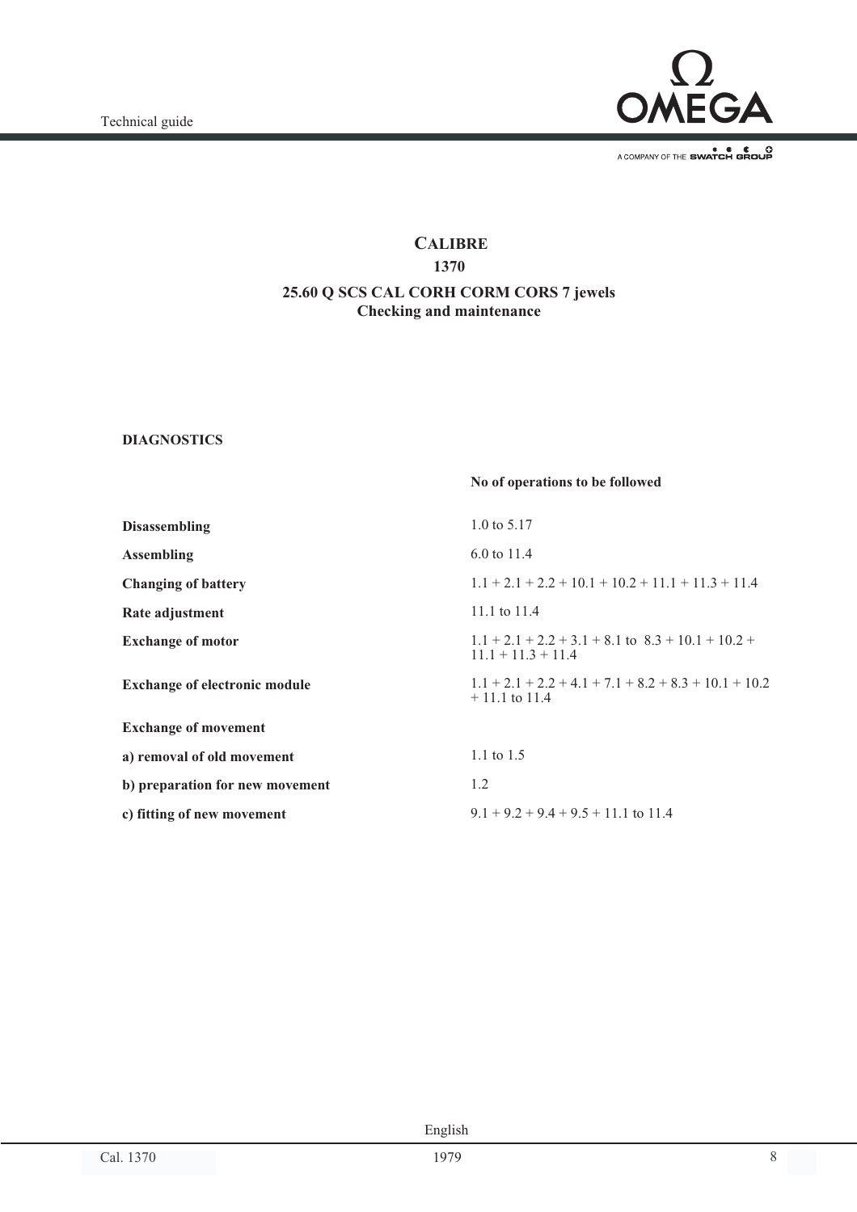# CALIBRE

## 1370

## 25.60 Q SCS CAL CORH CORM CORS 7 jewels
## Checking and maintenance

**DIAGNOSTICS**

| | **No of operations to be followed** |
|---|---|
| **Disassembling** | 1.0 to 5.17 |
| **Assembling** | 6.0 to 11.4 |
| **Changing of battery** | 1.1 + 2.1 + 2.2 + 10.1 + 10.2 + 11.1 + 11.3 + 11.4 |
| **Rate adjustment** | 11.1 to 11.4 |
| **Exchange of motor** | 1.1 + 2.1 + 2.2 + 3.1 + 8.1 to 8.3 + 10.1 + 10.2 + 11.1 + 11.3 + 11.4 |
| **Exchange of electronic module** | 1.1 + 2.1 + 2.2 + 4.1 + 7.1 + 8.2 + 8.3 + 10.1 + 10.2 + 11.1 to 11.4 |
| **Exchange of movement** | |
| **a) removal of old movement** | 1.1 to 1.5 |
| **b) preparation for new movement** | 1.2 |
| **c) fitting of new movement** | 9.1 + 9.2 + 9.4 + 9.5 + 11.1 to 11.4 |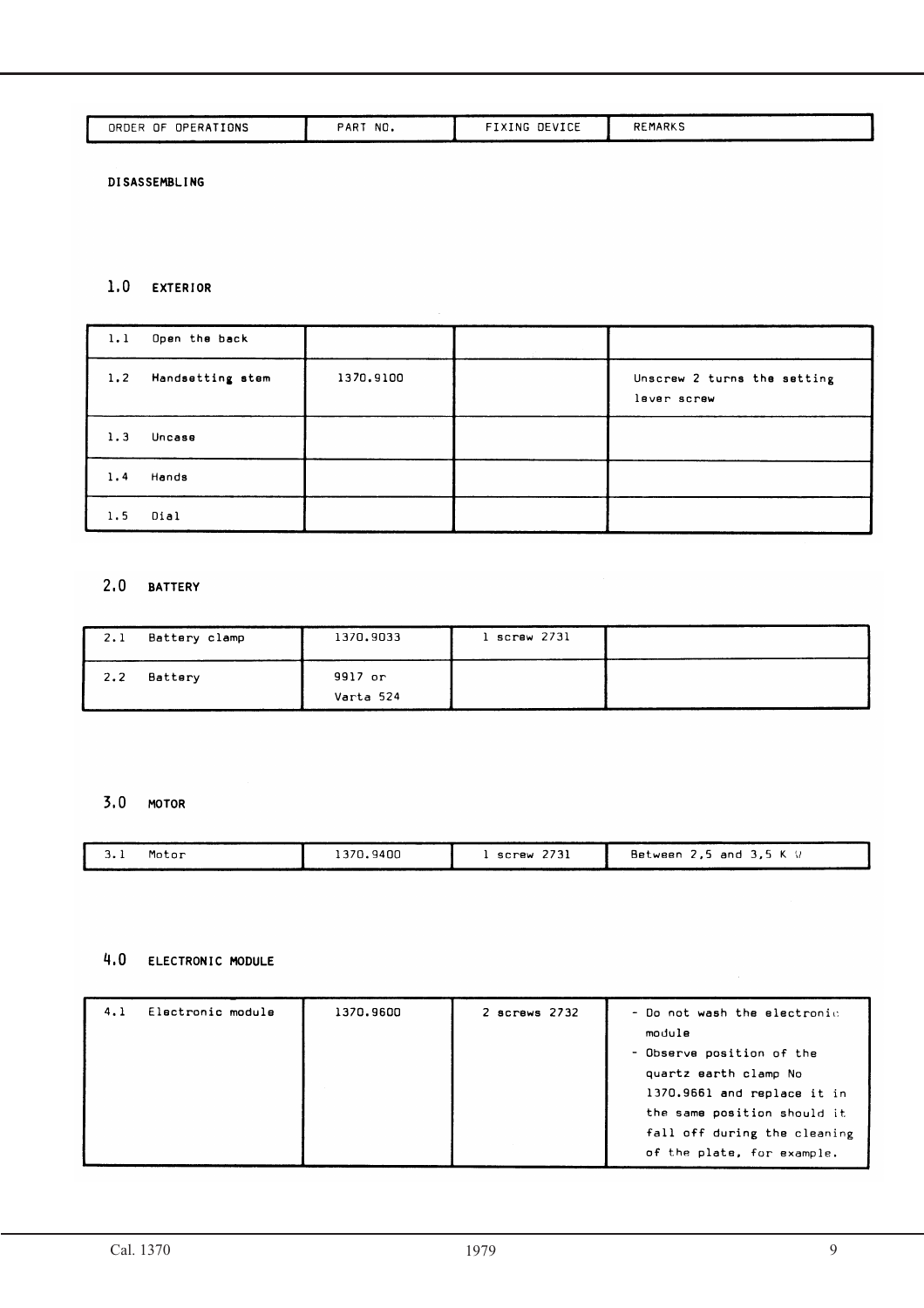| ORDER OF OPERATIONS | PART NO. | FIXING DEVICE | REMARKS |
|---|---|---|---|

**DISASSEMBLING**

## 1.0 EXTERIOR

| ORDER OF OPERATIONS | PART NO. | FIXING DEVICE | REMARKS |
|---|---|---|---|
| 1.1 Open the back | | | |
| 1.2 Handsetting stem | 1370.9100 | | Unscrew 2 turns the setting lever screw |
| 1.3 Uncase | | | |
| 1.4 Hands | | | |
| 1.5 Dial | | | |

## 2.0 BATTERY

| ORDER OF OPERATIONS | PART NO. | FIXING DEVICE | REMARKS |
|---|---|---|---|
| 2.1 Battery clamp | 1370.9033 | 1 screw 2731 | |
| 2.2 Battery | 9917 or Varta 524 | | |

## 3.0 MOTOR

| ORDER OF OPERATIONS | PART NO. | FIXING DEVICE | REMARKS |
|---|---|---|---|
| 3.1 Motor | 1370.9400 | 1 screw 2731 | Between 2,5 and 3,5 K Ω |

## 4.0 ELECTRONIC MODULE

| ORDER OF OPERATIONS | PART NO. | FIXING DEVICE | REMARKS |
|---|---|---|---|
| 4.1 Electronic module | 1370.9600 | 2 screws 2732 | - Do not wash the electronic module<br>- Observe position of the quartz earth clamp No 1370.9661 and replace it in the same position should it fall off during the cleaning of the plate, for example. |

Cal. 1370 1979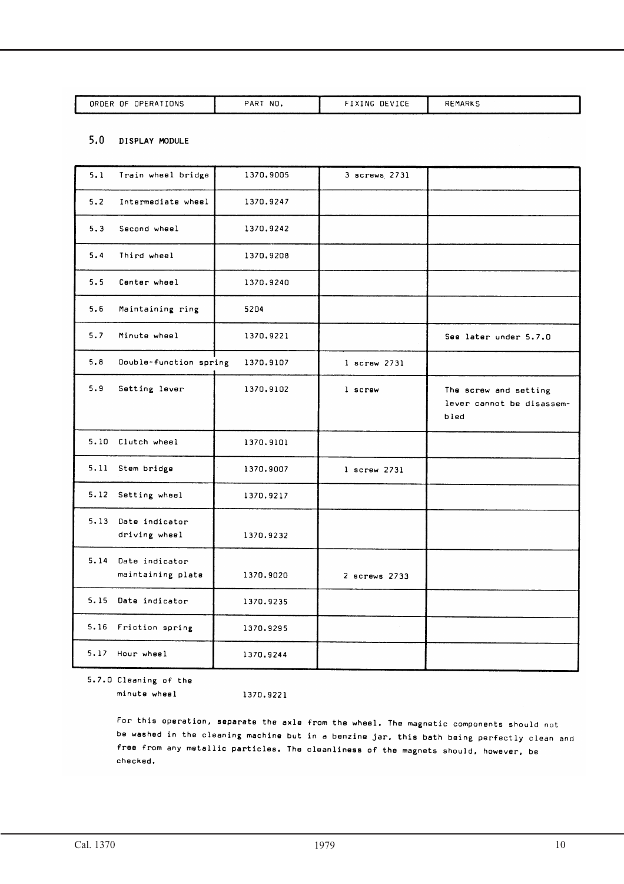| ORDER OF OPERATIONS | PART NO. | FIXING DEVICE | REMARKS |
|---|---|---|---|

## 5.0 DISPLAY MODULE

| ORDER OF OPERATIONS | PART NO. | FIXING DEVICE | REMARKS |
|---|---|---|---|
| 5.1 Train wheel bridge | 1370.9005 | 3 screws 2731 | |
| 5.2 Intermediate wheel | 1370.9247 | | |
| 5.3 Second wheel | 1370.9242 | | |
| 5.4 Third wheel | 1370.9208 | | |
| 5.5 Center wheel | 1370.9240 | | |
| 5.6 Maintaining ring | 5204 | | |
| 5.7 Minute wheel | 1370.9221 | | See later under 5.7.0 |
| 5.8 Double-function spring | 1370.9107 | 1 screw 2731 | |
| 5.9 Setting lever | 1370.9102 | 1 screw | The screw and setting lever cannot be disassembled |
| 5.10 Clutch wheel | 1370.9101 | | |
| 5.11 Stem bridge | 1370.9007 | 1 screw 2731 | |
| 5.12 Setting wheel | 1370.9217 | | |
| 5.13 Date indicator driving wheel | 1370.9232 | | |
| 5.14 Date indicator maintaining plate | 1370.9020 | 2 screws 2733 | |
| 5.15 Date indicator | 1370.9235 | | |
| 5.16 Friction spring | 1370.9295 | | |
| 5.17 Hour wheel | 1370.9244 | | |

5.7.0 Cleaning of the minute wheel 1370.9221

For this operation, separate the axle from the wheel. The magnetic components should not be washed in the cleaning machine but in a benzine jar, this bath being perfectly clean and free from any metallic particles. The cleanliness of the magnets should, however, be checked.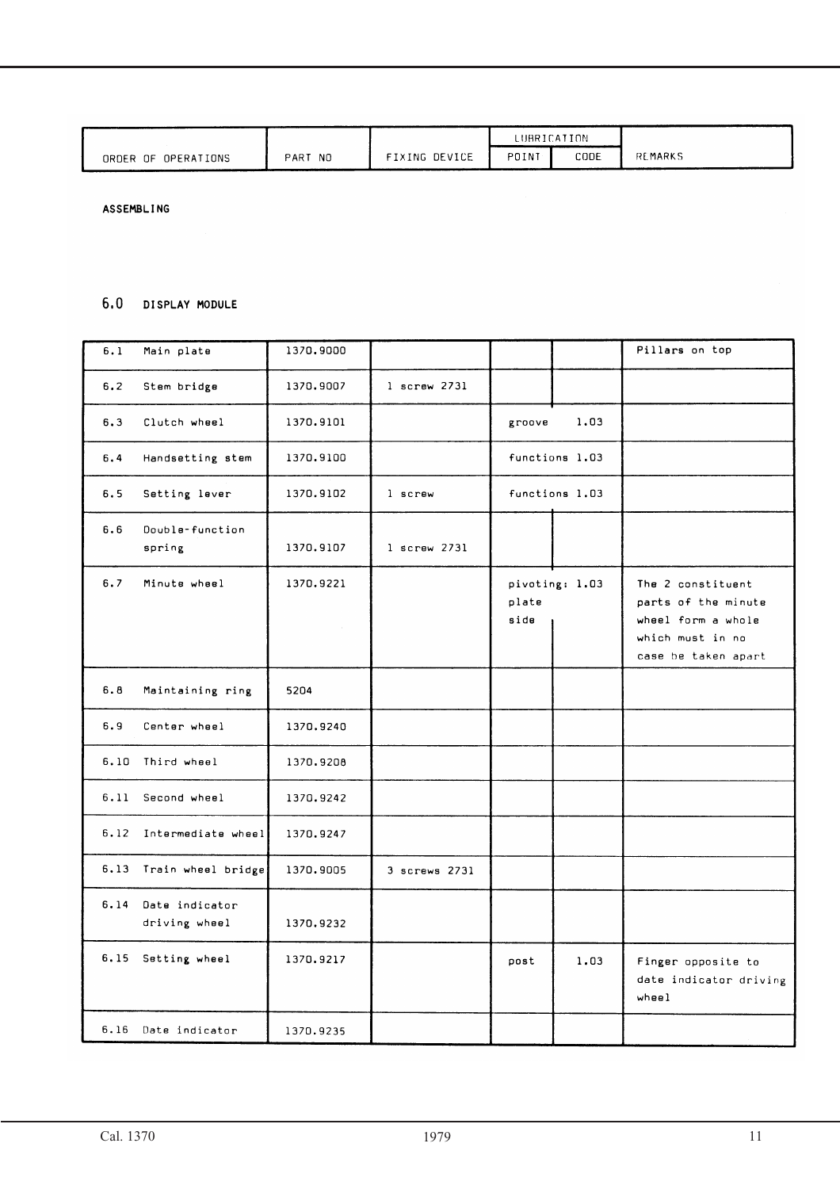| ORDER OF OPERATIONS | PART NO | FIXING DEVICE | LUBRICATION | | REMARKS |
|---|---|---|---|---|---|
| | | | POINT | CODE | |

**ASSEMBLING**

## 6.0 DISPLAY MODULE

| ORDER OF OPERATIONS | PART NO | FIXING DEVICE | POINT | CODE | REMARKS |
|---|---|---|---|---|---|
| 6.1 Main plate | 1370.9000 | | | | Pillars on top |
| 6.2 Stem bridge | 1370.9007 | 1 screw 2731 | | | |
| 6.3 Clutch wheel | 1370.9101 | | groove | 1.03 | |
| 6.4 Handsetting stem | 1370.9100 | | functions | 1.03 | |
| 6.5 Setting lever | 1370.9102 | 1 screw | functions | 1.03 | |
| 6.6 Double-function spring | 1370.9107 | 1 screw 2731 | | | |
| 6.7 Minute wheel | 1370.9221 | | pivoting: plate side | 1.03 | The 2 constituent parts of the minute wheel form a whole which must in no case be taken apart |
| 6.8 Maintaining ring | 5204 | | | | |
| 6.9 Center wheel | 1370.9240 | | | | |
| 6.10 Third wheel | 1370.9208 | | | | |
| 6.11 Second wheel | 1370.9242 | | | | |
| 6.12 Intermediate wheel | 1370.9247 | | | | |
| 6.13 Train wheel bridge | 1370.9005 | 3 screws 2731 | | | |
| 6.14 Date indicator driving wheel | 1370.9232 | | | | |
| 6.15 Setting wheel | 1370.9217 | | post | 1.03 | Finger opposite to date indicator driving wheel |
| 6.16 Date indicator | 1370.9235 | | | | |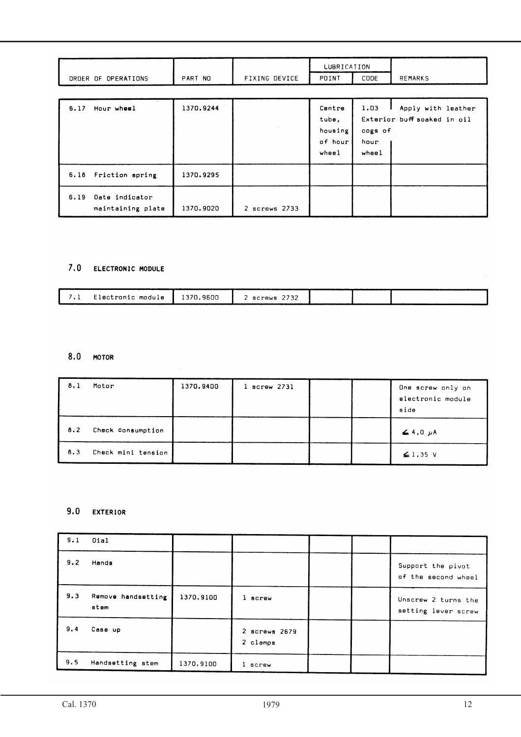| ORDER OF OPERATIONS | PART NO | FIXING DEVICE | LUBRICATION POINT | LUBRICATION CODE | REMARKS |
|---|---|---|---|---|---|
| 6.17 Hour wheel | 1370.9244 | | Centre tube, housing of hour wheel | 1.03 Exterior cogs of hour wheel | Apply with leather buff soaked in oil |
| 6.18 Friction spring | 1370.9295 | | | | |
| 6.19 Date indicator maintaining plate | 1370.9020 | 2 screws 2733 | | | |

## 7.0 ELECTRONIC MODULE

| ORDER OF OPERATIONS | PART NO | FIXING DEVICE | LUBRICATION POINT | LUBRICATION CODE | REMARKS |
|---|---|---|---|---|---|
| 7.1 Electronic module | 1370.9600 | 2 screws 2732 | | | |

## 8.0 MOTOR

| ORDER OF OPERATIONS | PART NO | FIXING DEVICE | LUBRICATION POINT | LUBRICATION CODE | REMARKS |
|---|---|---|---|---|---|
| 8.1 Motor | 1370.9400 | 1 screw 2731 | | | One screw only on electronic module side |
| 8.2 Check consumption | | | | | $\leq 4{,}0\ \mu A$ |
| 8.3 Check mini tension | | | | | $\leq 1{,}35$ V |

## 9.0 EXTERIOR

| ORDER OF OPERATIONS | PART NO | FIXING DEVICE | LUBRICATION POINT | LUBRICATION CODE | REMARKS |
|---|---|---|---|---|---|
| 9.1 Dial | | | | | |
| 9.2 Hands | | | | | Support the pivot of the second wheel |
| 9.3 Remove handsetting stem | 1370.9100 | 1 screw | | | Unscrew 2 turns the setting lever screw |
| 9.4 Case up | | 2 screws 2679<br>2 clamps | | | |
| 9.5 Handsetting stem | 1370.9100 | 1 screw | | | |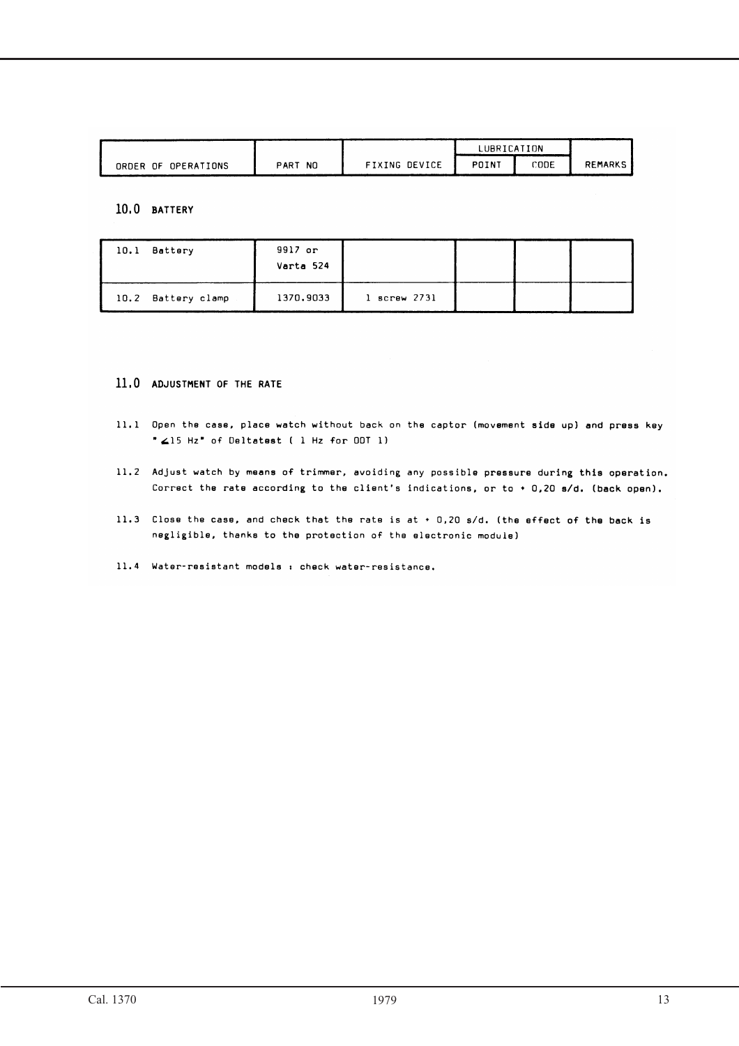| ORDER OF OPERATIONS | PART NO | FIXING DEVICE | LUBRICATION | | REMARKS |
|---|---|---|---|---|---|
| | | | POINT | CODE | |

## 10.0 BATTERY

| ORDER OF OPERATIONS | PART NO | FIXING DEVICE | POINT | CODE | REMARKS |
|---|---|---|---|---|---|
| 10.1 Battery | 9917 or Varta 524 | | | | |
| 10.2 Battery clamp | 1370.9033 | 1 screw 2731 | | | |

## 11.0 ADJUSTMENT OF THE RATE

11.1 Open the case, place watch without back on the captor (movement side up) and press key "∠15 Hz" of Deltatest ( 1 Hz for DDT 1)

11.2 Adjust watch by means of trimmer, avoiding any possible pressure during this operation. Correct the rate according to the client's indications, or to + 0,20 s/d. (back open).

11.3 Close the case, and check that the rate is at + 0,20 s/d. (the effect of the back is negligible, thanks to the protection of the electronic module)

11.4 Water-resistant models : check water-resistance.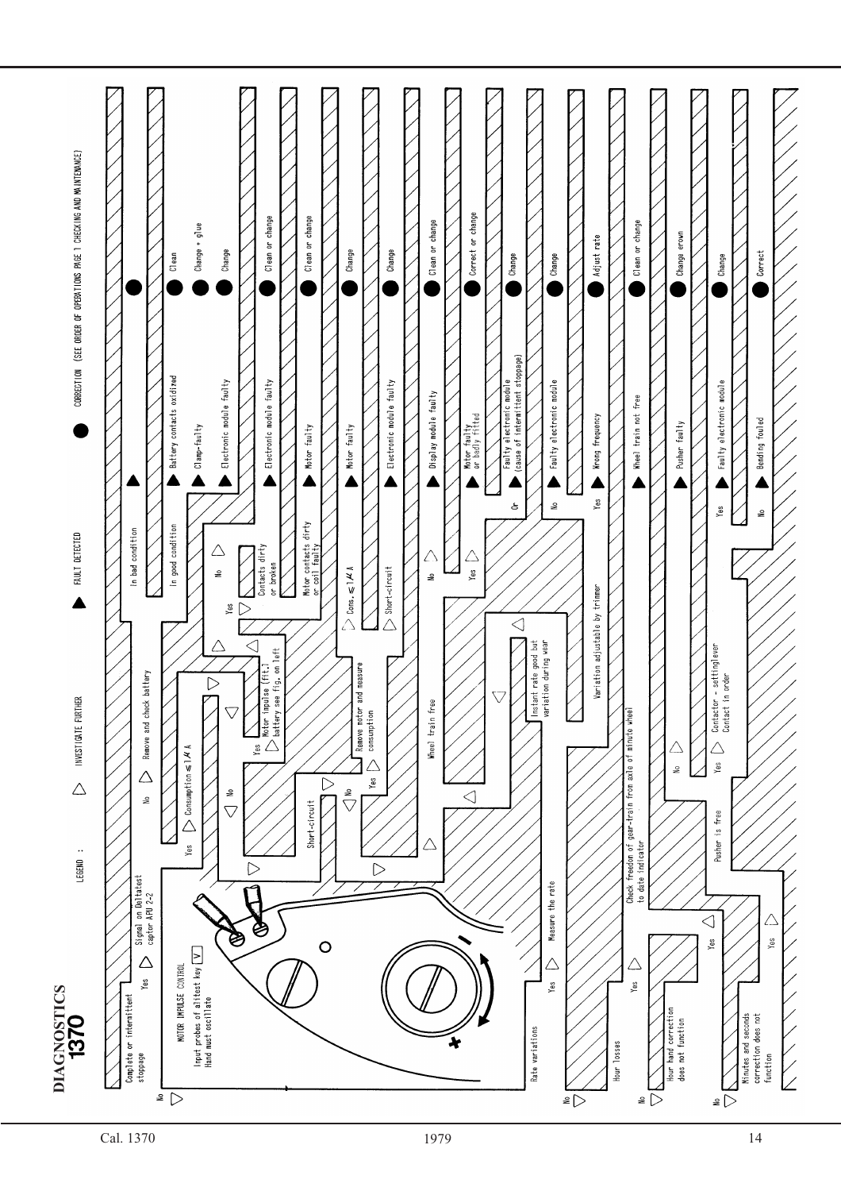# DIAGNOSTICS 1370

LEGEND : △ INVESTIGATE FURTHER ▲ FAULT DETECTED ● CORRECTION (SEE ORDER OF OPERATIONS PAGE 1 CHECKING AND MAINTENANCE)

Complete or intermittent stoppage
Yes △ Signal on Deltatest captor APU 2-2
No △ Remove and check battery
In bad condition ▲ ● Change
In good condition ▲ Battery contacts oxidized ● Clean
▲ Clamp-faulty ● Change + glue
▲ Electronic module faulty ● Change

MOTOR IMPULSE CONTROL
Input probes of alltest key V
Hand must oscillate

Yes △ Consumption ≤ 1 µA
No △
Yes △ Motor impulse (fit.) battery see fig. on left
Yes △
No △ Contacts dirty or broken ▲ Electronic module faulty ● Clean or change
Motor contacts dirty or coil faulty ▲ Motor faulty ● Clean or change
Short-circuit
No △ Remove motor and measure consumption
Yes △ Cons. ≤ 1 µA ▲ Motor faulty ● Change
△ Short-circuit ▲ Electronic module faulty ● Change
Wheel train free
No △ ▲ Display module faulty ● Clean or change
Yes △ ▲ Motor faulty or badly fitted ● Correct or change
Or ▲ Faulty electronic module (cause of intermittent stoppage) ● Change

Rate variations
Yes △ Measure the rate
Instant rate good but variation during wear
No ▲ Faulty electronic module ● Change
Variation adjustable by trimmer
Yes ▲ Wrong frequency ● Adjust rate

Hour losses
Yes △ Check freedom of gear-train from axle of minute wheel to date indicator ▲ Wheel train not free ● Clean or change

Hour hand correction does not function
Yes △ Pusher is free
No △ ▲ Pusher faulty ● Change crown
Yes △ Contactor - settinglever Contact in order
Yes ▲ Faulty electronic module ● Change

Minutes and seconds correction does not function
Yes △
No ▲ Bending fouled ● Correct

No △